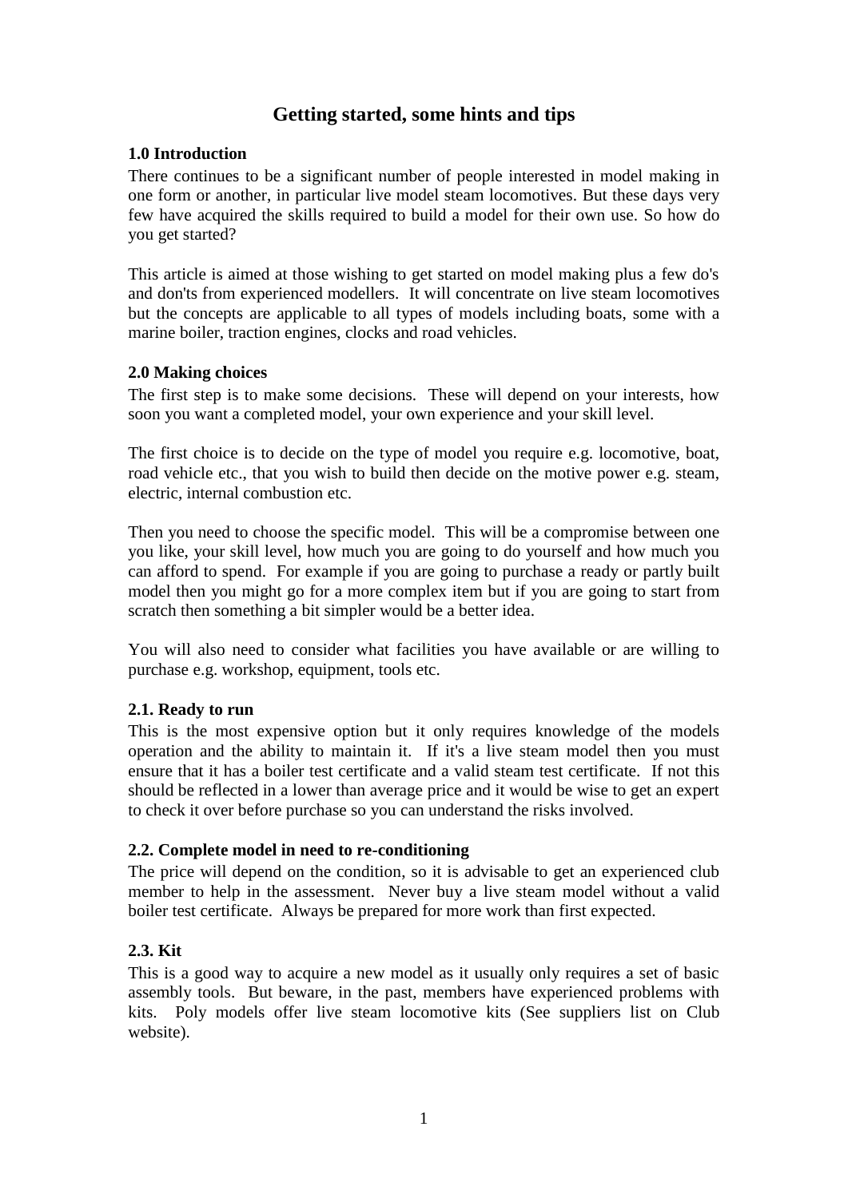# Getting started, some hints and tips

## 1.0 Introduction

There continues to be a significant number of people interested in model making in one form or another, in particular live model steam locomotives. But these days very few have acquired the skills required to build a model for their own use. So how do you get started?

This article is aimed at those wishing to get started on model making plus a few do's and don'ts from experienced modellers. It will concentrate on live steam locomotives but the concepts are applicable to all types of models including boats, some with a marine boiler, traction engines, clocks and road vehicles.

## 2.0 Making choices

The first step is to make some decisions. These will depend on your interests, how soon you want a completed model, your own experience and your skill level.

The first choice is to decide on the type of model you require e.g. locomotive, boat, road vehicle etc., that you wish to build then decide on the motive power e.g. steam, electric, internal combustion etc.

Then you need to choose the specific model. This will be a compromise between one you like, your skill level, how much you are going to do yourself and how much you can afford to spend. For example if you are going to purchase a ready or partly built model then you might go for a more complex item but if you are going to start from scratch then something a bit simpler would be a better idea.

You will also need to consider what facilities you have available or are willing to purchase e.g. workshop, equipment, tools etc.

### 2.1. Ready to run

This is the most expensive option but it only requires knowledge of the models operation and the ability to maintain it. If it's a live steam model then you must ensure that it has a boiler test certificate and a valid steam test certificate. If not this should be reflected in a lower than average price and it would be wise to get an expert to check it over before purchase so you can understand the risks involved.

### 2.2. Complete model in need to re-conditioning

The price will depend on the condition, so it is advisable to get an experienced club member to help in the assessment. Never buy a live steam model without a valid boiler test certificate. Always be prepared for more work than first expected.

### 2.3. Kit

This is a good way to acquire a new model as it usually only requires a set of basic assembly tools. But beware, in the past, members have experienced problems with kits. Poly models offer live steam locomotive kits (See suppliers list on Club website).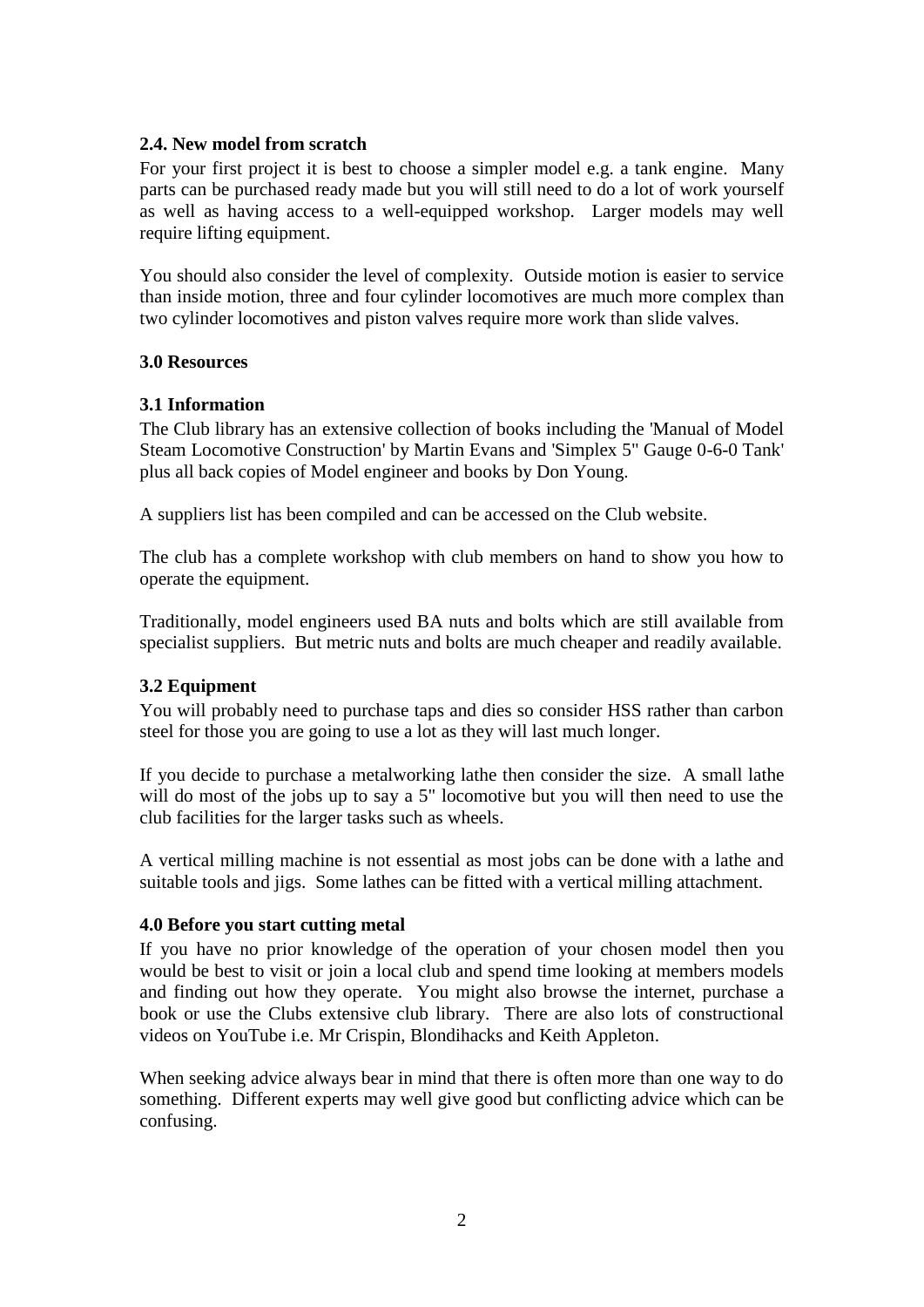### 2.4. New model from scratch

For your first project it is best to choose a simpler model e.g. a tank engine. Many parts can be purchased ready made but you will still need to do a lot of work yourself as well as having access to a well-equipped workshop. Larger models may well require lifting equipment.

You should also consider the level of complexity. Outside motion is easier to service than inside motion, three and four cylinder locomotives are much more complex than two cylinder locomotives and piston valves require more work than slide valves.

## 3.0 Resources

### 3.1 Information

The Club library has an extensive collection of books including the 'Manual of Model Steam Locomotive Construction' by Martin Evans and 'Simplex 5" Gauge 0-6-0 Tank' plus all back copies of Model engineer and books by Don Young.

A suppliers list has been compiled and can be accessed on the Club website.

The club has a complete workshop with club members on hand to show you how to operate the equipment.

Traditionally, model engineers used BA nuts and bolts which are still available from specialist suppliers. But metric nuts and bolts are much cheaper and readily available.

### 3.2 Equipment

You will probably need to purchase taps and dies so consider HSS rather than carbon steel for those you are going to use a lot as they will last much longer.

If you decide to purchase a metalworking lathe then consider the size. A small lathe will do most of the jobs up to say a 5" locomotive but you will then need to use the club facilities for the larger tasks such as wheels.

A vertical milling machine is not essential as most jobs can be done with a lathe and suitable tools and jigs. Some lathes can be fitted with a vertical milling attachment.

## 4.0 Before you start cutting metal

If you have no prior knowledge of the operation of your chosen model then you would be best to visit or join a local club and spend time looking at members models and finding out how they operate. You might also browse the internet, purchase a book or use the Clubs extensive club library. There are also lots of constructional videos on YouTube i.e. Mr Crispin, Blondihacks and Keith Appleton.

When seeking advice always bear in mind that there is often more than one way to do something. Different experts may well give good but conflicting advice which can be confusing.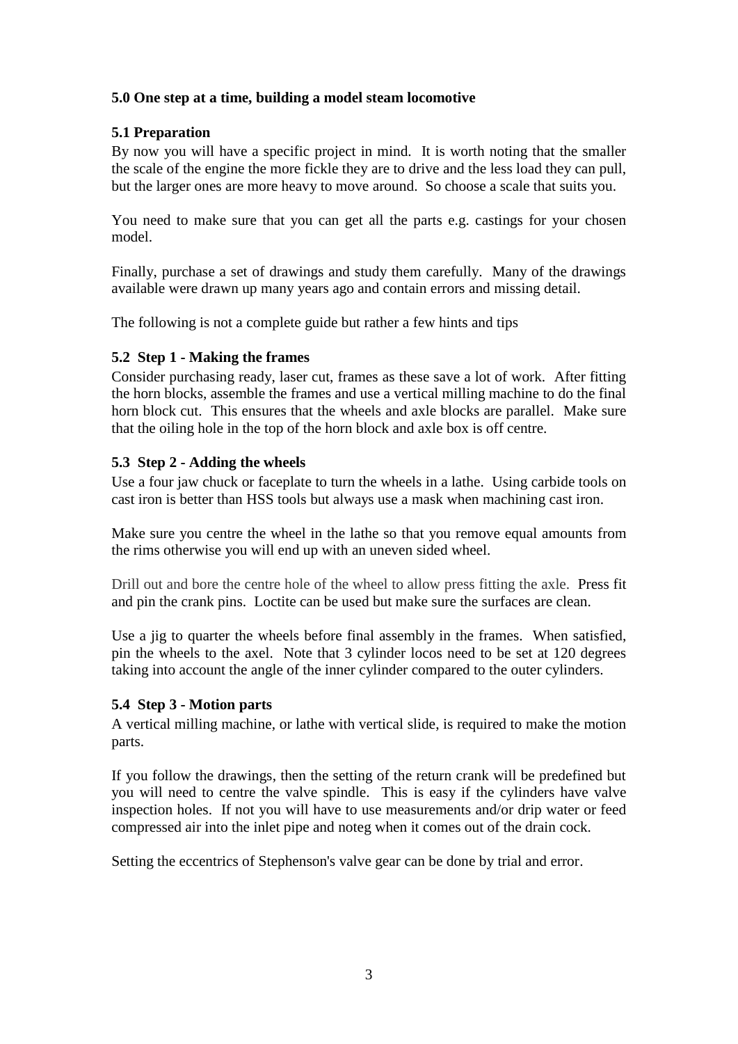## 5.0 One step at a time, building a model steam locomotive

### 5.1 Preparation

By now you will have a specific project in mind. It is worth noting that the smaller the scale of the engine the more fickle they are to drive and the less load they can pull, but the larger ones are more heavy to move around. So choose a scale that suits you.

You need to make sure that you can get all the parts e.g. castings for your chosen model.

Finally, purchase a set of drawings and study them carefully. Many of the drawings available were drawn up many years ago and contain errors and missing detail.

The following is not a complete guide but rather a few hints and tips

### 5.2 Step 1 - Making the frames

Consider purchasing ready, laser cut, frames as these save a lot of work. After fitting the horn blocks, assemble the frames and use a vertical milling machine to do the final horn block cut. This ensures that the wheels and axle blocks are parallel. Make sure that the oiling hole in the top of the horn block and axle box is off centre.

### 5.3 Step 2 - Adding the wheels

Use a four jaw chuck or faceplate to turn the wheels in a lathe. Using carbide tools on cast iron is better than HSS tools but always use a mask when machining cast iron.

Make sure you centre the wheel in the lathe so that you remove equal amounts from the rims otherwise you will end up with an uneven sided wheel.

Drill out and bore the centre hole of the wheel to allow press fitting the axle. Press fit and pin the crank pins. Loctite can be used but make sure the surfaces are clean.

Use a jig to quarter the wheels before final assembly in the frames. When satisfied, pin the wheels to the axel. Note that 3 cylinder locos need to be set at 120 degrees taking into account the angle of the inner cylinder compared to the outer cylinders.

### 5.4 Step 3 - Motion parts

A vertical milling machine, or lathe with vertical slide, is required to make the motion parts.

If you follow the drawings, then the setting of the return crank will be predefined but you will need to centre the valve spindle. This is easy if the cylinders have valve inspection holes. If not you will have to use measurements and/or drip water or feed compressed air into the inlet pipe and noteg when it comes out of the drain cock.

Setting the eccentrics of Stephenson's valve gear can be done by trial and error.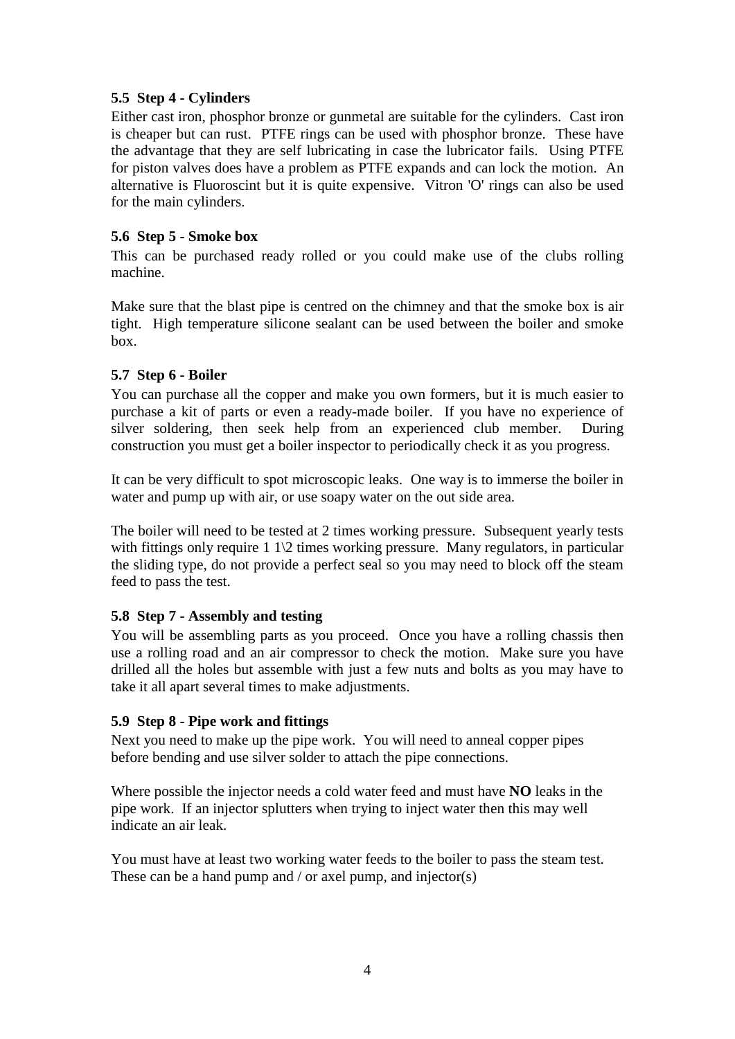### 5.5 Step 4 - Cylinders

Either cast iron, phosphor bronze or gunmetal are suitable for the cylinders. Cast iron is cheaper but can rust. PTFE rings can be used with phosphor bronze. These have the advantage that they are self lubricating in case the lubricator fails. Using PTFE for piston valves does have a problem as PTFE expands and can lock the motion. An alternative is Fluoroscint but it is quite expensive. Vitron 'O' rings can also be used for the main cylinders.

### 5.6 Step 5 - Smoke box

This can be purchased ready rolled or you could make use of the clubs rolling machine.

Make sure that the blast pipe is centred on the chimney and that the smoke box is air tight. High temperature silicone sealant can be used between the boiler and smoke box.

### 5.7 Step 6 - Boiler

You can purchase all the copper and make you own formers, but it is much easier to purchase a kit of parts or even a ready-made boiler. If you have no experience of silver soldering, then seek help from an experienced club member. During construction you must get a boiler inspector to periodically check it as you progress.

It can be very difficult to spot microscopic leaks. One way is to immerse the boiler in water and pump up with air, or use soapy water on the out side area.

The boiler will need to be tested at 2 times working pressure. Subsequent yearly tests with fittings only require 1 1\2 times working pressure. Many regulators, in particular the sliding type, do not provide a perfect seal so you may need to block off the steam feed to pass the test.

### 5.8 Step 7 - Assembly and testing

You will be assembling parts as you proceed. Once you have a rolling chassis then use a rolling road and an air compressor to check the motion. Make sure you have drilled all the holes but assemble with just a few nuts and bolts as you may have to take it all apart several times to make adjustments.

### 5.9 Step 8 - Pipe work and fittings

Next you need to make up the pipe work. You will need to anneal copper pipes before bending and use silver solder to attach the pipe connections.

Where possible the injector needs a cold water feed and must have **NO** leaks in the pipe work. If an injector splutters when trying to inject water then this may well indicate an air leak.

You must have at least two working water feeds to the boiler to pass the steam test. These can be a hand pump and / or axel pump, and injector(s)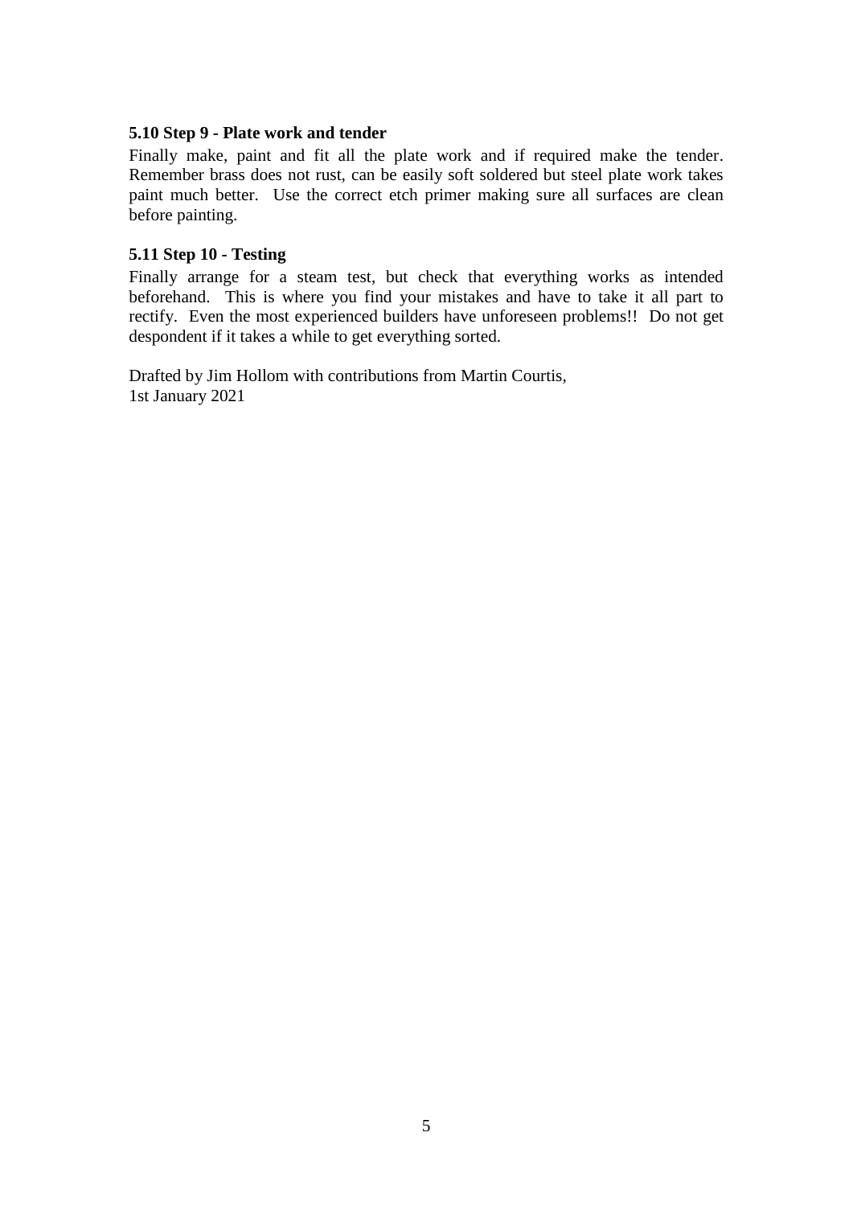### 5.10 Step 9 - Plate work and tender

Finally make, paint and fit all the plate work and if required make the tender. Remember brass does not rust, can be easily soft soldered but steel plate work takes paint much better. Use the correct etch primer making sure all surfaces are clean before painting.

### 5.11 Step 10 - Testing

Finally arrange for a steam test, but check that everything works as intended beforehand. This is where you find your mistakes and have to take it all part to rectify. Even the most experienced builders have unforeseen problems!! Do not get despondent if it takes a while to get everything sorted.

Drafted by Jim Hollom with contributions from Martin Courtis,
1st January 2021